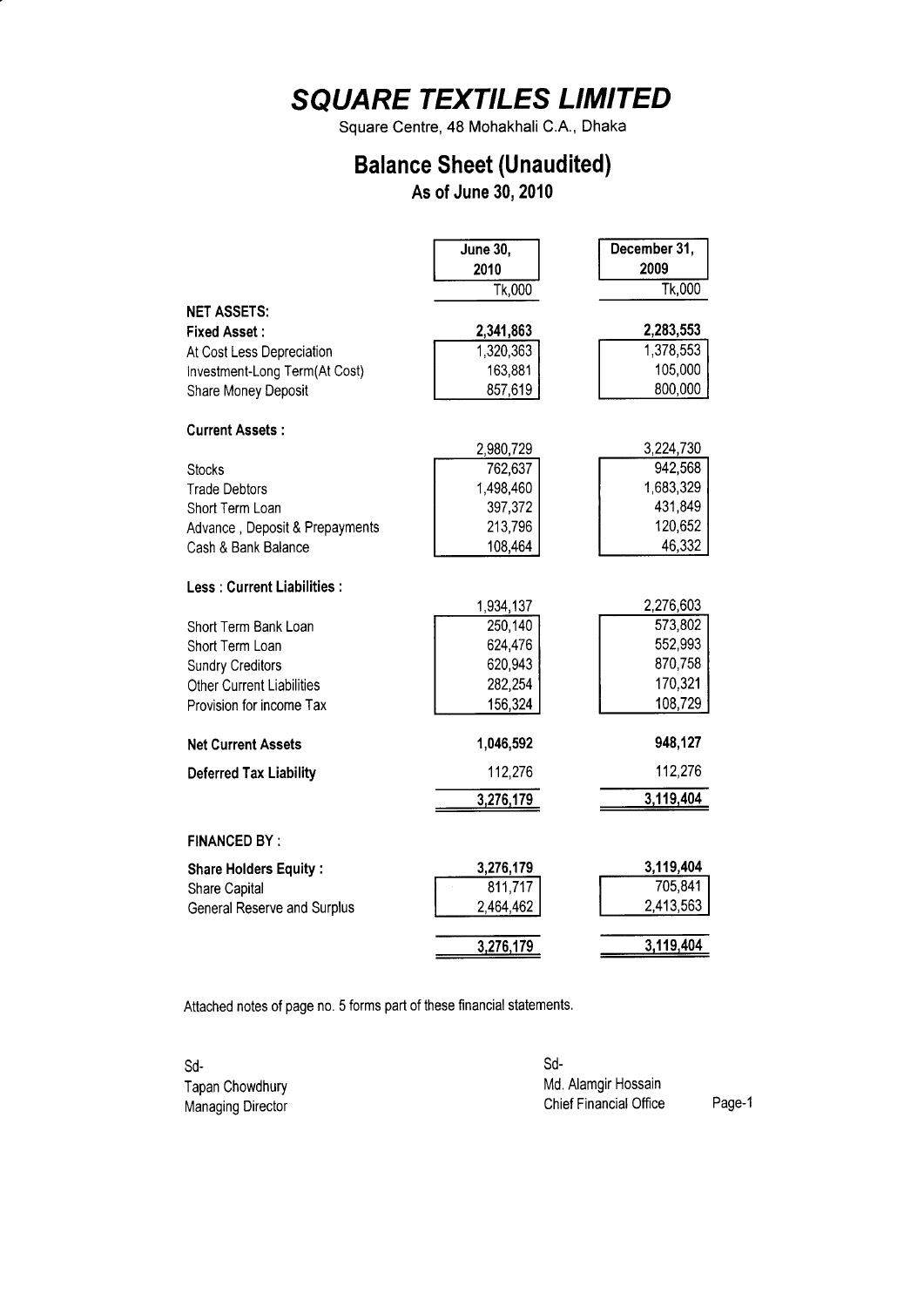# SQUARE TEXTILES LIMITED

Square Centre, 48 Mohakhali C.A., Dhaka

## Balance Sheet (Unaudited)

### As of June 30, 2010

| | June 30, 2010 | December 31, 2009 |
|---|---|---|
| | Tk,000 | Tk,000 |
| **NET ASSETS:** | | |
| **Fixed Asset :** | **2,341,863** | **2,283,553** |
| At Cost Less Depreciation | 1,320,363 | 1,378,553 |
| Investment-Long Term(At Cost) | 163,881 | 105,000 |
| Share Money Deposit | 857,619 | 800,000 |
| **Current Assets :** | 2,980,729 | 3,224,730 |
| Stocks | 762,637 | 942,568 |
| Trade Debtors | 1,498,460 | 1,683,329 |
| Short Term Loan | 397,372 | 431,849 |
| Advance , Deposit & Prepayments | 213,796 | 120,652 |
| Cash & Bank Balance | 108,464 | 46,332 |
| **Less : Current Liabilities :** | 1,934,137 | 2,276,603 |
| Short Term Bank Loan | 250,140 | 573,802 |
| Short Term Loan | 624,476 | 552,993 |
| Sundry Creditors | 620,943 | 870,758 |
| Other Current Liabilities | 282,254 | 170,321 |
| Provision for income Tax | 156,324 | 108,729 |
| **Net Current Assets** | **1,046,592** | **948,127** |
| **Deferred Tax Liability** | 112,276 | 112,276 |
| | 3,276,179 | 3,119,404 |
| **FINANCED BY :** | | |
| **Share Holders Equity :** | **3,276,179** | **3,119,404** |
| Share Capital | 811,717 | 705,841 |
| General Reserve and Surplus | 2,464,462 | 2,413,563 |
| | 3,276,179 | 3,119,404 |

Attached notes of page no. 5 forms part of these financial statements.

Sd-
Tapan Chowdhury
Managing Director

Sd-
Md. Alamgir Hossain
Chief Financial Office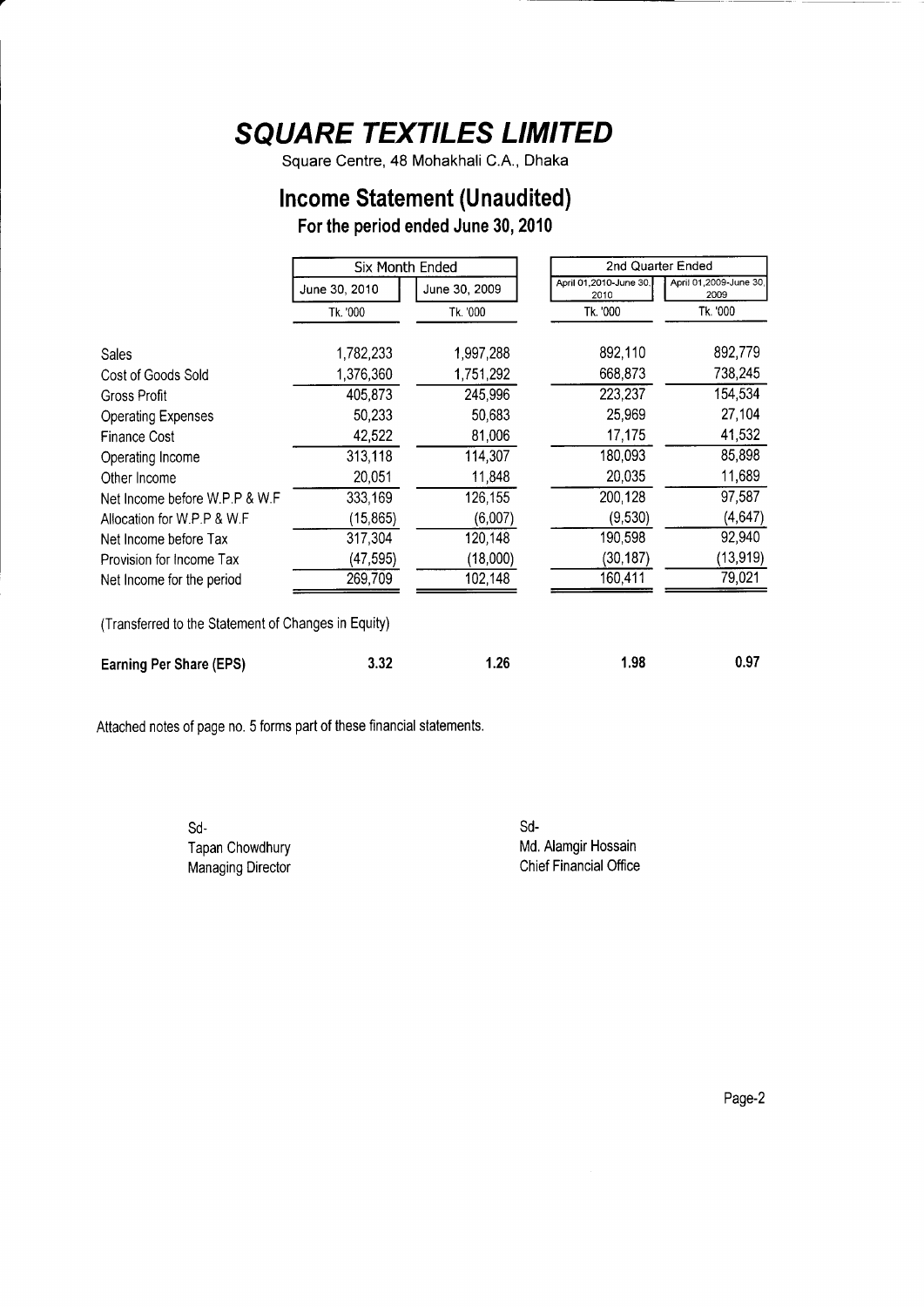# SQUARE TEXTILES LIMITED

Square Centre, 48 Mohakhali C.A., Dhaka

## Income Statement (Unaudited)

### For the period ended June 30, 2010

| | Six Month Ended | | 2nd Quarter Ended | |
|---|---|---|---|---|
| | June 30, 2010 | June 30, 2009 | April 01,2010-June 30, 2010 | April 01,2009-June 30, 2009 |
| | Tk. '000 | Tk. '000 | Tk. '000 | Tk. '000 |
| Sales | 1,782,233 | 1,997,288 | 892,110 | 892,779 |
| Cost of Goods Sold | 1,376,360 | 1,751,292 | 668,873 | 738,245 |
| Gross Profit | 405,873 | 245,996 | 223,237 | 154,534 |
| Operating Expenses | 50,233 | 50,683 | 25,969 | 27,104 |
| Finance Cost | 42,522 | 81,006 | 17,175 | 41,532 |
| Operating Income | 313,118 | 114,307 | 180,093 | 85,898 |
| Other Income | 20,051 | 11,848 | 20,035 | 11,689 |
| Net Income before W.P.P & W.F | 333,169 | 126,155 | 200,128 | 97,587 |
| Allocation for W.P.P & W.F | (15,865) | (6,007) | (9,530) | (4,647) |
| Net Income before Tax | 317,304 | 120,148 | 190,598 | 92,940 |
| Provision for Income Tax | (47,595) | (18,000) | (30,187) | (13,919) |
| Net Income for the period | 269,709 | 102,148 | 160,411 | 79,021 |

(Transferred to the Statement of Changes in Equity)

| | | | | |
|---|---|---|---|---|
| **Earning Per Share (EPS)** | 3.32 | 1.26 | 1.98 | 0.97 |

Attached notes of page no. 5 forms part of these financial statements.

Sd-
Tapan Chowdhury
Managing Director

Sd-
Md. Alamgir Hossain
Chief Financial Office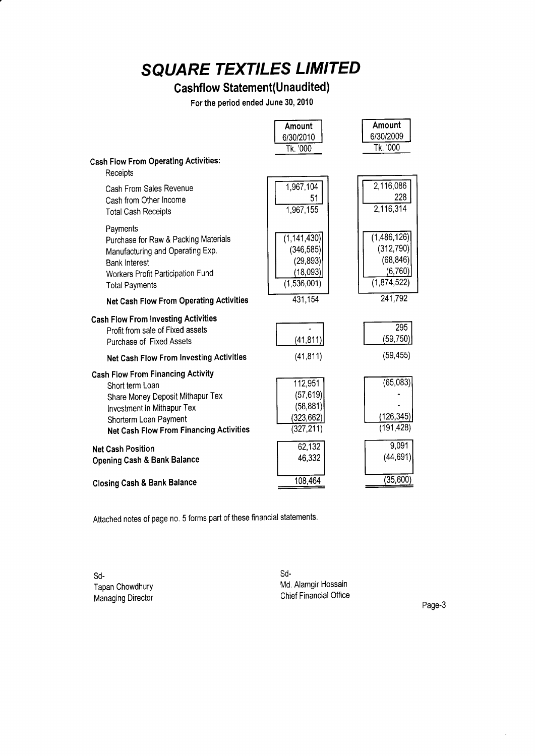# SQUARE TEXTILES LIMITED

## Cashflow Statement(Unaudited)

**For the period ended June 30, 2010**

| | Amount 6/30/2010 Tk. '000 | Amount 6/30/2009 Tk. '000 |
|---|---|---|
| **Cash Flow From Operating Activities:** | | |
| Receipts | | |
| Cash From Sales Revenue | 1,967,104 | 2,116,086 |
| Cash from Other Income | 51 | 228 |
| Total Cash Receipts | 1,967,155 | 2,116,314 |
| Payments | | |
| Purchase for Raw & Packing Materials | (1,141,430) | (1,486,126) |
| Manufacturing and Operating Exp. | (346,585) | (312,790) |
| Bank Interest | (29,893) | (68,846) |
| Workers Profit Participation Fund | (18,093) | (6,760) |
| Total Payments | (1,536,001) | (1,874,522) |
| **Net Cash Flow From Operating Activities** | 431,154 | 241,792 |
| **Cash Flow From Investing Activities** | | |
| Profit from sale of Fixed assets | - | 295 |
| Purchase of Fixed Assets | (41,811) | (59,750) |
| **Net Cash Flow From Investing Activities** | (41,811) | (59,455) |
| **Cash Flow From Financing Activity** | | |
| Short term Loan | 112,951 | (65,083) |
| Share Money Deposit Mithapur Tex | (57,619) | - |
| Investment in Mithapur Tex | (58,881) | - |
| Shorterm Loan Payment | (323,662) | (126,345) |
| **Net Cash Flow From Financing Activities** | (327,211) | (191,428) |
| **Net Cash Position** | 62,132 | 9,091 |
| **Opening Cash & Bank Balance** | 46,332 | (44,691) |
| **Closing Cash & Bank Balance** | 108,464 | (35,600) |

Attached notes of page no. 5 forms part of these financial statements.

Sd-
Tapan Chowdhury
Managing Director

Sd-
Md. Alamgir Hossain
Chief Financial Office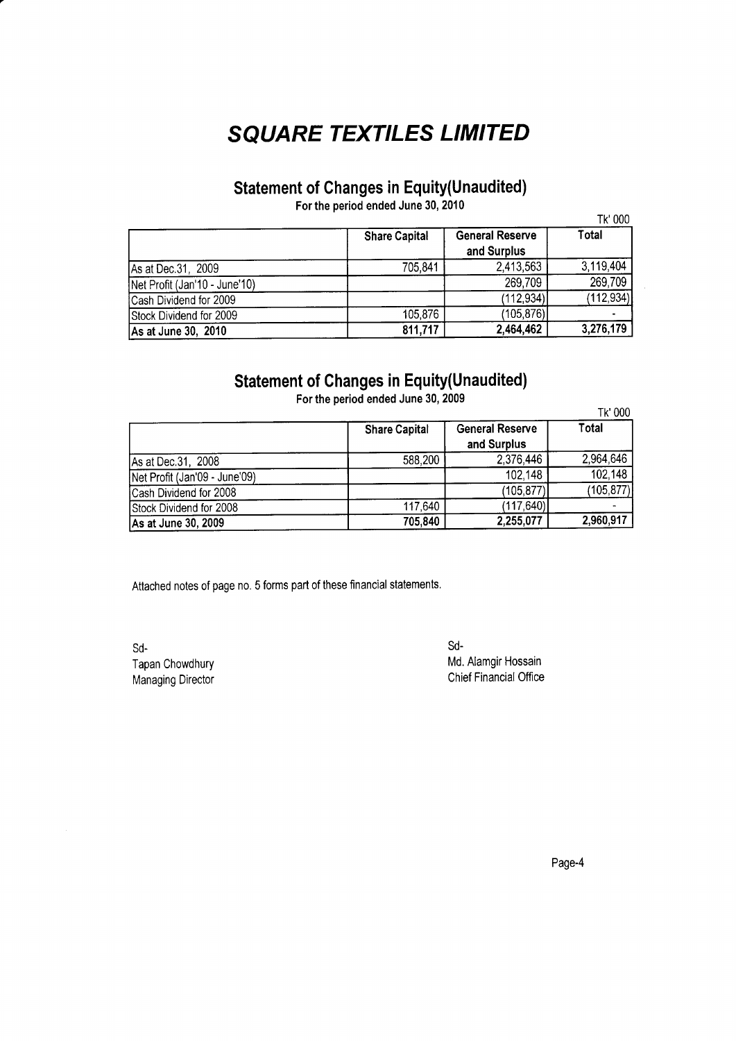# SQUARE TEXTILES LIMITED

## Statement of Changes in Equity(Unaudited)

For the period ended June 30, 2010

Tk' 000

| | Share Capital | General Reserve and Surplus | Total |
|---|---|---|---|
| As at Dec.31, 2009 | 705,841 | 2,413,563 | 3,119,404 |
| Net Profit (Jan'10 - June'10) | | 269,709 | 269,709 |
| Cash Dividend for 2009 | | (112,934) | (112,934) |
| Stock Dividend for 2009 | 105,876 | (105,876) | - |
| **As at June 30, 2010** | **811,717** | **2,464,462** | **3,276,179** |

## Statement of Changes in Equity(Unaudited)

For the period ended June 30, 2009

Tk' 000

| | Share Capital | General Reserve and Surplus | Total |
|---|---|---|---|
| As at Dec.31, 2008 | 588,200 | 2,376,446 | 2,964,646 |
| Net Profit (Jan'09 - June'09) | | 102,148 | 102,148 |
| Cash Dividend for 2008 | | (105,877) | (105,877) |
| Stock Dividend for 2008 | 117,640 | (117,640) | - |
| **As at June 30, 2009** | **705,840** | **2,255,077** | **2,960,917** |

Attached notes of page no. 5 forms part of these financial statements.

Sd-
Tapan Chowdhury
Managing Director

Sd-
Md. Alamgir Hossain
Chief Financial Office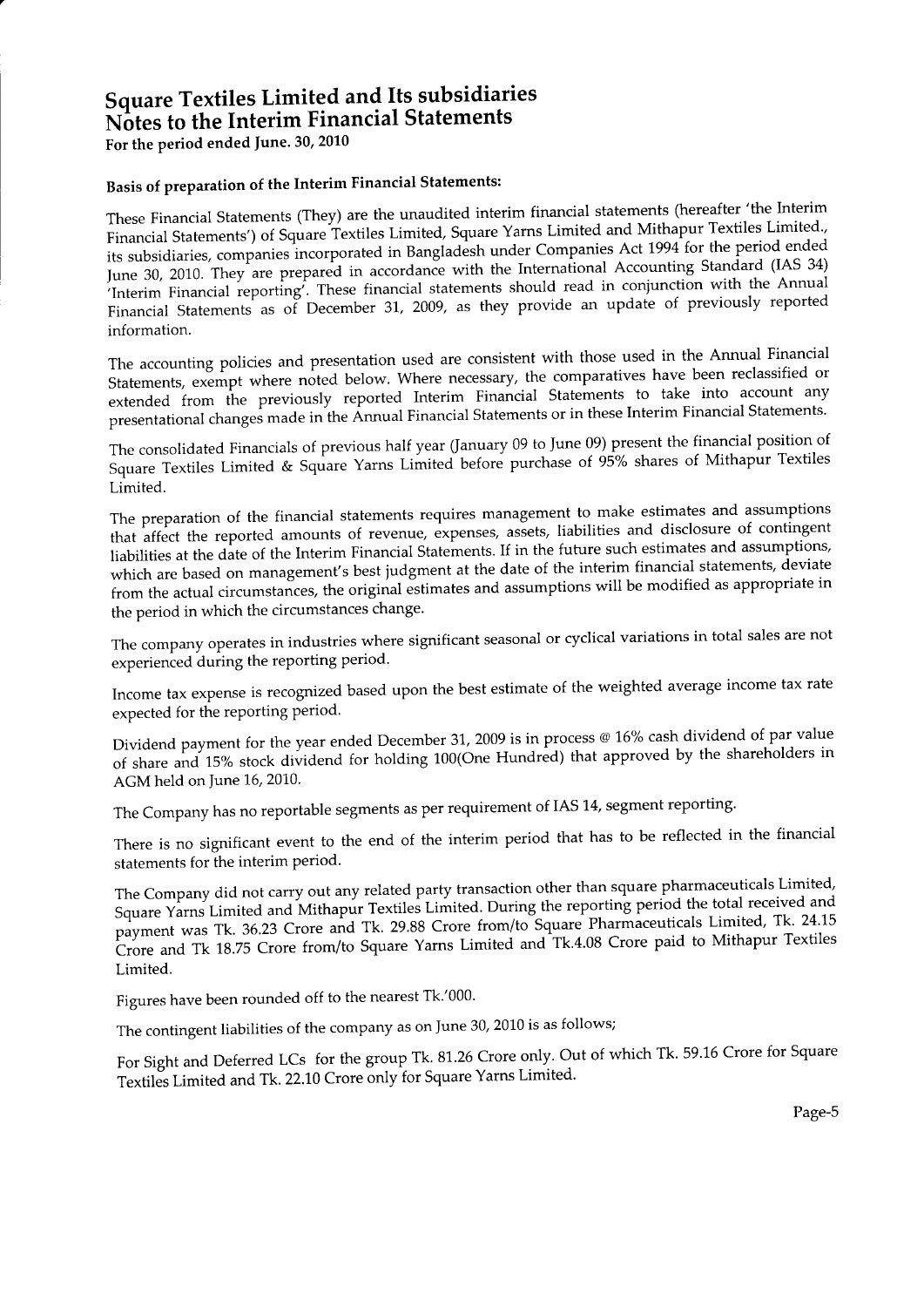# Square Textiles Limited and Its subsidiaries
# Notes to the Interim Financial Statements

**For the period ended June. 30, 2010**

### Basis of preparation of the Interim Financial Statements:

These Financial Statements (They) are the unaudited interim financial statements (hereafter 'the Interim Financial Statements') of Square Textiles Limited, Square Yarns Limited and Mithapur Textiles Limited., its subsidiaries, companies incorporated in Bangladesh under Companies Act 1994 for the period ended June 30, 2010. They are prepared in accordance with the International Accounting Standard (IAS 34) 'Interim Financial reporting'. These financial statements should read in conjunction with the Annual Financial Statements as of December 31, 2009, as they provide an update of previously reported information.

The accounting policies and presentation used are consistent with those used in the Annual Financial Statements, exempt where noted below. Where necessary, the comparatives have been reclassified or extended from the previously reported Interim Financial Statements to take into account any presentational changes made in the Annual Financial Statements or in these Interim Financial Statements.

The consolidated Financials of previous half year (January 09 to June 09) present the financial position of Square Textiles Limited & Square Yarns Limited before purchase of 95% shares of Mithapur Textiles Limited.

The preparation of the financial statements requires management to make estimates and assumptions that affect the reported amounts of revenue, expenses, assets, liabilities and disclosure of contingent liabilities at the date of the Interim Financial Statements. If in the future such estimates and assumptions, which are based on management's best judgment at the date of the interim financial statements, deviate from the actual circumstances, the original estimates and assumptions will be modified as appropriate in the period in which the circumstances change.

The company operates in industries where significant seasonal or cyclical variations in total sales are not experienced during the reporting period.

Income tax expense is recognized based upon the best estimate of the weighted average income tax rate expected for the reporting period.

Dividend payment for the year ended December 31, 2009 is in process @ 16% cash dividend of par value of share and 15% stock dividend for holding 100(One Hundred) that approved by the shareholders in AGM held on June 16, 2010.

The Company has no reportable segments as per requirement of IAS 14, segment reporting.

There is no significant event to the end of the interim period that has to be reflected in the financial statements for the interim period.

The Company did not carry out any related party transaction other than square pharmaceuticals Limited, Square Yarns Limited and Mithapur Textiles Limited. During the reporting period the total received and payment was Tk. 36.23 Crore and Tk. 29.88 Crore from/to Square Pharmaceuticals Limited, Tk. 24.15 Crore and Tk 18.75 Crore from/to Square Yarns Limited and Tk.4.08 Crore paid to Mithapur Textiles Limited.

Figures have been rounded off to the nearest Tk.'000.

The contingent liabilities of the company as on June 30, 2010 is as follows;

For Sight and Deferred LCs for the group Tk. 81.26 Crore only. Out of which Tk. 59.16 Crore for Square Textiles Limited and Tk. 22.10 Crore only for Square Yarns Limited.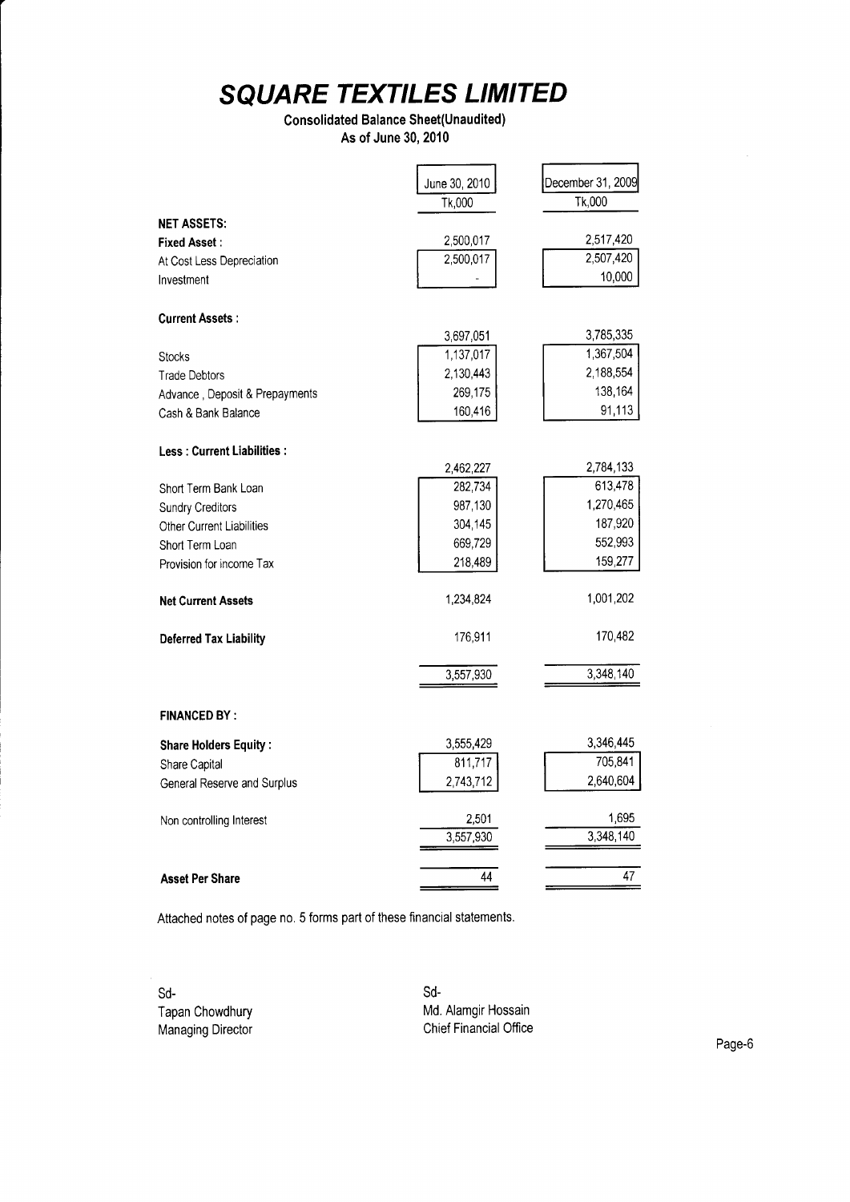# SQUARE TEXTILES LIMITED

**Consolidated Balance Sheet(Unaudited)**
**As of June 30, 2010**

| | June 30, 2010 | December 31, 2009 |
|---|---|---|
| | Tk,000 | Tk,000 |
| **NET ASSETS:** | | |
| **Fixed Asset :** | 2,500,017 | 2,517,420 |
| At Cost Less Depreciation | 2,500,017 | 2,507,420 |
| Investment | - | 10,000 |
| **Current Assets :** | 3,697,051 | 3,785,335 |
| Stocks | 1,137,017 | 1,367,504 |
| Trade Debtors | 2,130,443 | 2,188,554 |
| Advance , Deposit & Prepayments | 269,175 | 138,164 |
| Cash & Bank Balance | 160,416 | 91,113 |
| **Less : Current Liabilities :** | 2,462,227 | 2,784,133 |
| Short Term Bank Loan | 282,734 | 613,478 |
| Sundry Creditors | 987,130 | 1,270,465 |
| Other Current Liabilities | 304,145 | 187,920 |
| Short Term Loan | 669,729 | 552,993 |
| Provision for income Tax | 218,489 | 159,277 |
| **Net Current Assets** | 1,234,824 | 1,001,202 |
| **Deferred Tax Liability** | 176,911 | 170,482 |
| | 3,557,930 | 3,348,140 |
| **FINANCED BY :** | | |
| **Share Holders Equity :** | 3,555,429 | 3,346,445 |
| Share Capital | 811,717 | 705,841 |
| General Reserve and Surplus | 2,743,712 | 2,640,604 |
| Non controlling Interest | 2,501 | 1,695 |
| | 3,557,930 | 3,348,140 |
| **Asset Per Share** | 44 | 47 |

Attached notes of page no. 5 forms part of these financial statements.

Sd-
Tapan Chowdhury
Managing Director

Sd-
Md. Alamgir Hossain
Chief Financial Office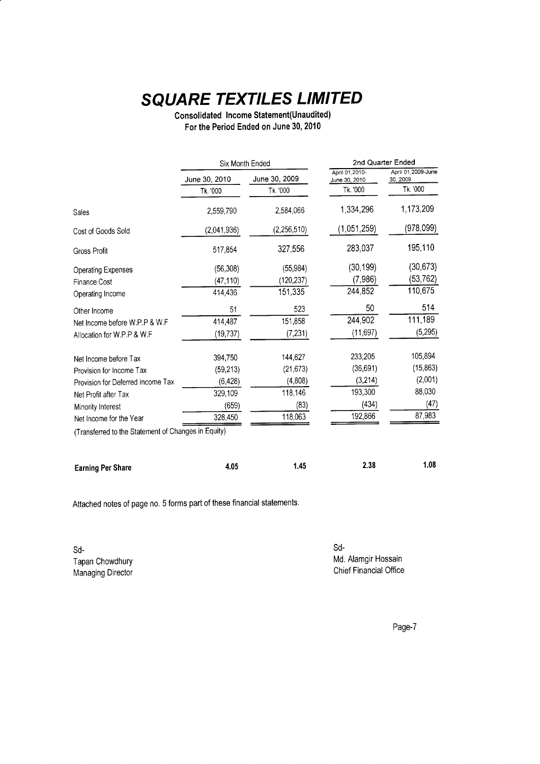# SQUARE TEXTILES LIMITED

**Consolidated Income Statement(Unaudited)**
**For the Period Ended on June 30, 2010**

| | Six Month Ended | | 2nd Quarter Ended | |
|---|---|---|---|---|
| | June 30, 2010 | June 30, 2009 | April 01,2010-June 30, 2010 | April 01,2009-June 30, 2009 |
| | Tk. '000 | Tk. '000 | Tk. '000 | Tk. '000 |
| Sales | 2,559,790 | 2,584,066 | 1,334,296 | 1,173,209 |
| Cost of Goods Sold | (2,041,936) | (2,256,510) | (1,051,259) | (978,099) |
| Gross Profit | 517,854 | 327,556 | 283,037 | 195,110 |
| Operating Expenses | (56,308) | (55,984) | (30,199) | (30,673) |
| Finance Cost | (47,110) | (120,237) | (7,986) | (53,762) |
| Operating Income | 414,436 | 151,335 | 244,852 | 110,675 |
| Other Income | 51 | 523 | 50 | 514 |
| Net Income before W.P.P & W.F | 414,487 | 151,858 | 244,902 | 111,189 |
| Allocation for W.P.P & W.F | (19,737) | (7,231) | (11,697) | (5,295) |
| Net Income before Tax | 394,750 | 144,627 | 233,205 | 105,894 |
| Provision for Income Tax | (59,213) | (21,673) | (36,691) | (15,863) |
| Provision for Deferred Income Tax | (6,428) | (4,808) | (3,214) | (2,001) |
| Net Profit after Tax | 329,109 | 118,146 | 193,300 | 88,030 |
| Minority Interest | (659) | (83) | (434) | (47) |
| Net Income for the Year | 328,450 | 118,063 | 192,866 | 87,983 |
| (Transferred to the Statement of Changes in Equity) | | | | |
| **Earning Per Share** | **4.05** | **1.45** | **2.38** | **1.08** |

Attached notes of page no. 5 forms part of these financial statements.

Sd-
Tapan Chowdhury
Managing Director

Sd-
Md. Alamgir Hossain
Chief Financial Office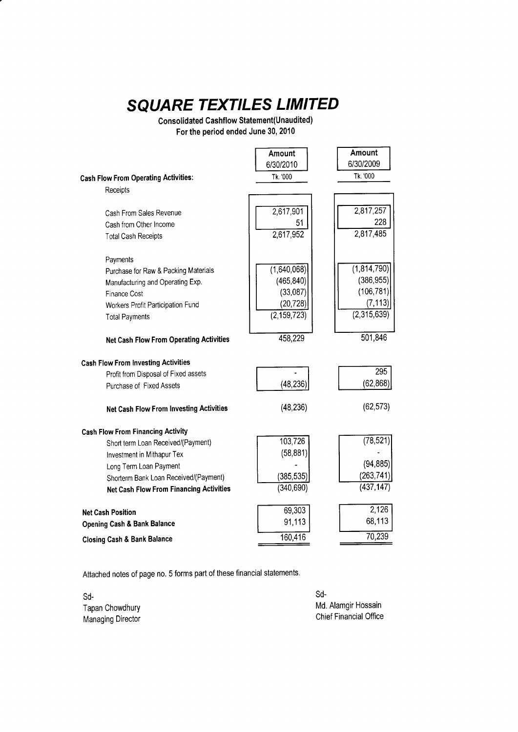# SQUARE TEXTILES LIMITED

**Consolidated Cashflow Statement(Unaudited)**
**For the period ended June 30, 2010**

| | Amount 6/30/2010 | Amount 6/30/2009 |
|---|---|---|
| | Tk. '000 | Tk. '000 |
| **Cash Flow From Operating Activities:** | | |
| Receipts | | |
| Cash From Sales Revenue | 2,617,901 | 2,817,257 |
| Cash from Other Income | 51 | 228 |
| Total Cash Receipts | 2,617,952 | 2,817,485 |
| Payments | | |
| Purchase for Raw & Packing Materials | (1,640,068) | (1,814,790) |
| Manufacturing and Operating Exp. | (465,840) | (386,955) |
| Finance Cost | (33,087) | (106,781) |
| Workers Profit Participation Fund | (20,728) | (7,113) |
| Total Payments | (2,159,723) | (2,315,639) |
| **Net Cash Flow From Operating Activities** | 458,229 | 501,846 |
| **Cash Flow From Investing Activities** | | |
| Profit from Disposal of Fixed assets | - | 295 |
| Purchase of Fixed Assets | (48,236) | (62,868) |
| **Net Cash Flow From Investing Activities** | (48,236) | (62,573) |
| **Cash Flow From Financing Activity** | | |
| Short term Loan Received/(Payment) | 103,726 | (78,521) |
| Investment in Mithapur Tex | (58,881) | - |
| Long Term Loan Payment | - | (94,885) |
| Shorterm Bank Loan Received/(Payment) | (385,535) | (263,741) |
| **Net Cash Flow From Financing Activities** | (340,690) | (437,147) |
| **Net Cash Position** | 69,303 | 2,126 |
| **Opening Cash & Bank Balance** | 91,113 | 68,113 |
| **Closing Cash & Bank Balance** | 160,416 | 70,239 |

Attached notes of page no. 5 forms part of these financial statements.

Sd-
Tapan Chowdhury
Managing Director

Sd-
Md. Alamgir Hossain
Chief Financial Office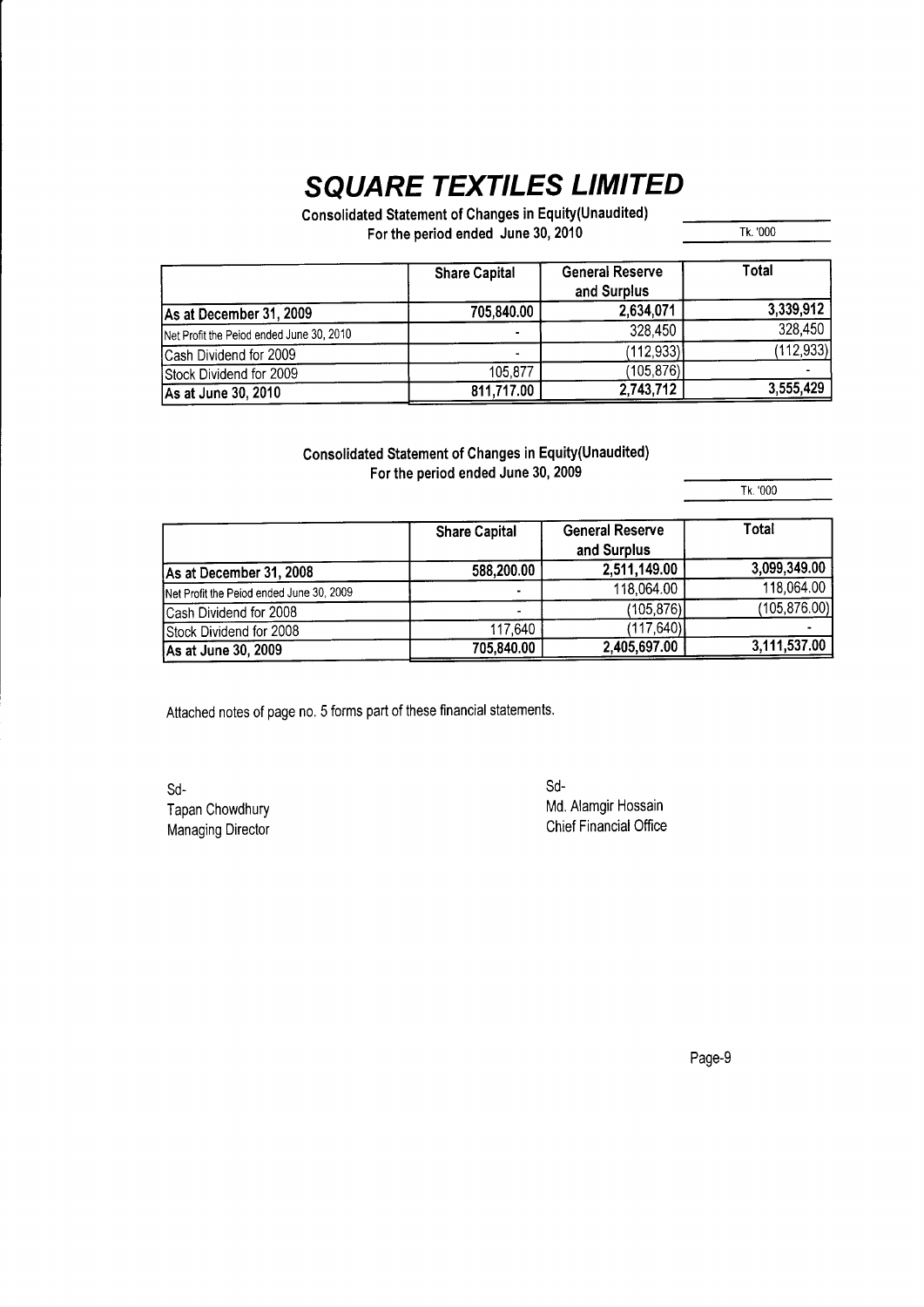# SQUARE TEXTILES LIMITED

**Consolidated Statement of Changes in Equity(Unaudited)**
**For the period ended June 30, 2010**

Tk. '000

| | Share Capital | General Reserve and Surplus | Total |
|---|---|---|---|
| **As at December 31, 2009** | 705,840.00 | 2,634,071 | 3,339,912 |
| Net Profit the Peiod ended June 30, 2010 | - | 328,450 | 328,450 |
| Cash Dividend for 2009 | - | (112,933) | (112,933) |
| Stock Dividend for 2009 | 105,877 | (105,876) | - |
| **As at June 30, 2010** | 811,717.00 | 2,743,712 | 3,555,429 |

**Consolidated Statement of Changes in Equity(Unaudited)**
**For the period ended June 30, 2009**

Tk. '000

| | Share Capital | General Reserve and Surplus | Total |
|---|---|---|---|
| **As at December 31, 2008** | 588,200.00 | 2,511,149.00 | 3,099,349.00 |
| Net Profit the Peiod ended June 30, 2009 | - | 118,064.00 | 118,064.00 |
| Cash Dividend for 2008 | - | (105,876) | (105,876.00) |
| Stock Dividend for 2008 | 117,640 | (117,640) | - |
| **As at June 30, 2009** | 705,840.00 | 2,405,697.00 | 3,111,537.00 |

Attached notes of page no. 5 forms part of these financial statements.

Sd-
Tapan Chowdhury
Managing Director

Sd-
Md. Alamgir Hossain
Chief Financial Office